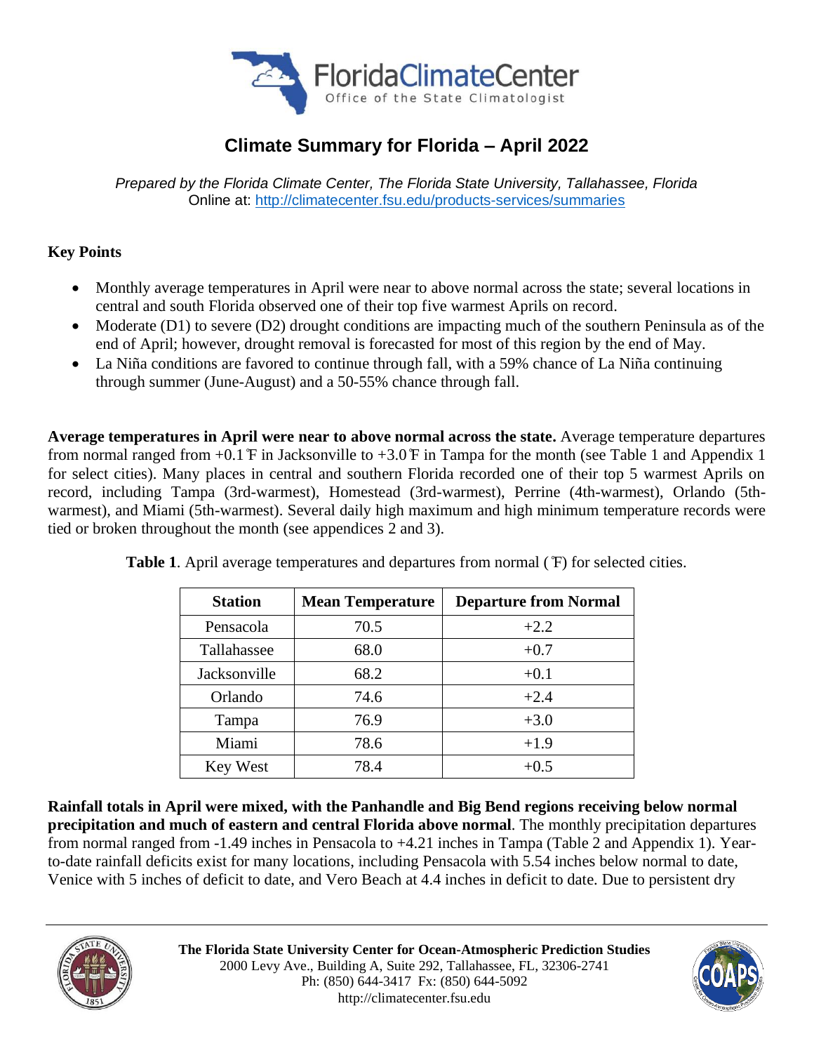# Climate Summary for Florida – April 2022

*Prepared by the Florida Climate Center, The Florida State University, Tallahassee, Florida*
Online at: http://climatecenter.fsu.edu/products-services/summaries

## Key Points

- Monthly average temperatures in April were near to above normal across the state; several locations in central and south Florida observed one of their top five warmest Aprils on record.
- Moderate (D1) to severe (D2) drought conditions are impacting much of the southern Peninsula as of the end of April; however, drought removal is forecasted for most of this region by the end of May.
- La Niña conditions are favored to continue through fall, with a 59% chance of La Niña continuing through summer (June-August) and a 50-55% chance through fall.

**Average temperatures in April were near to above normal across the state.** Average temperature departures from normal ranged from +0.1℉ in Jacksonville to +3.0℉ in Tampa for the month (see Table 1 and Appendix 1 for select cities). Many places in central and southern Florida recorded one of their top 5 warmest Aprils on record, including Tampa (3rd-warmest), Homestead (3rd-warmest), Perrine (4th-warmest), Orlando (5th-warmest), and Miami (5th-warmest). Several daily high maximum and high minimum temperature records were tied or broken throughout the month (see appendices 2 and 3).

**Table 1**. April average temperatures and departures from normal (℉) for selected cities.

| Station | Mean Temperature | Departure from Normal |
|---|---|---|
| Pensacola | 70.5 | +2.2 |
| Tallahassee | 68.0 | +0.7 |
| Jacksonville | 68.2 | +0.1 |
| Orlando | 74.6 | +2.4 |
| Tampa | 76.9 | +3.0 |
| Miami | 78.6 | +1.9 |
| Key West | 78.4 | +0.5 |

**Rainfall totals in April were mixed, with the Panhandle and Big Bend regions receiving below normal precipitation and much of eastern and central Florida above normal**. The monthly precipitation departures from normal ranged from -1.49 inches in Pensacola to +4.21 inches in Tampa (Table 2 and Appendix 1). Year-to-date rainfall deficits exist for many locations, including Pensacola with 5.54 inches below normal to date, Venice with 5 inches of deficit to date, and Vero Beach at 4.4 inches in deficit to date. Due to persistent dry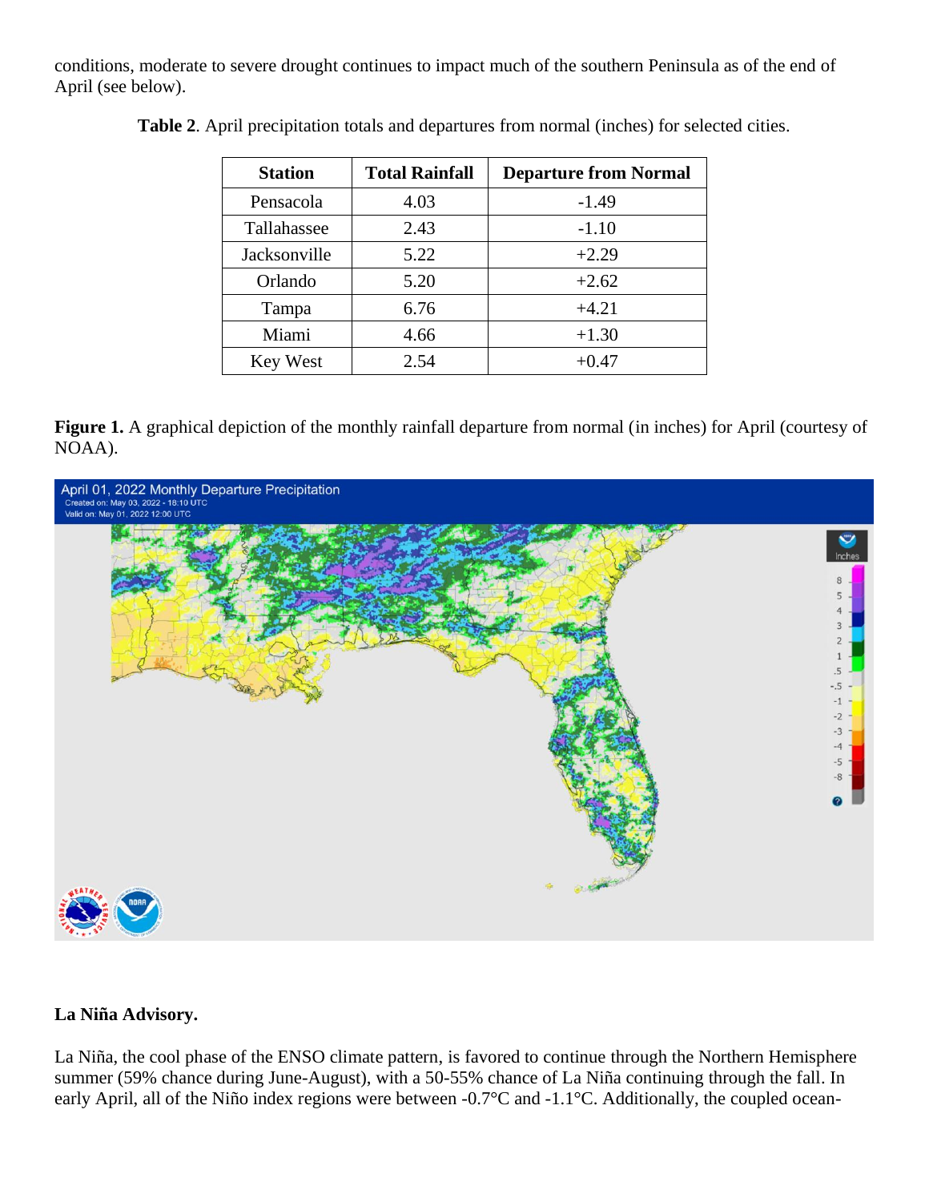conditions, moderate to severe drought continues to impact much of the southern Peninsula as of the end of April (see below).

**Table 2**. April precipitation totals and departures from normal (inches) for selected cities.

| Station | Total Rainfall | Departure from Normal |
|---|---|---|
| Pensacola | 4.03 | -1.49 |
| Tallahassee | 2.43 | -1.10 |
| Jacksonville | 5.22 | +2.29 |
| Orlando | 5.20 | +2.62 |
| Tampa | 6.76 | +4.21 |
| Miami | 4.66 | +1.30 |
| Key West | 2.54 | +0.47 |

**Figure 1.** A graphical depiction of the monthly rainfall departure from normal (in inches) for April (courtesy of NOAA).

**La Niña Advisory.**

La Niña, the cool phase of the ENSO climate pattern, is favored to continue through the Northern Hemisphere summer (59% chance during June-August), with a 50-55% chance of La Niña continuing through the fall. In early April, all of the Niño index regions were between -0.7°C and -1.1°C. Additionally, the coupled ocean-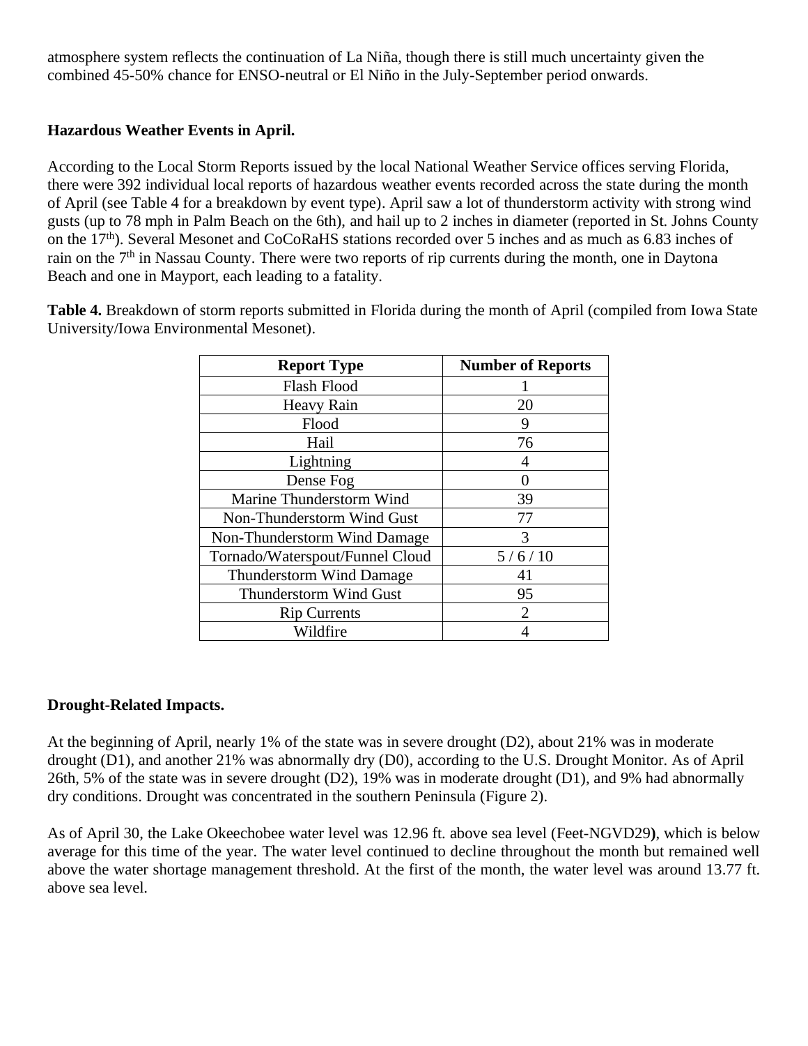atmosphere system reflects the continuation of La Niña, though there is still much uncertainty given the combined 45-50% chance for ENSO-neutral or El Niño in the July-September period onwards.

**Hazardous Weather Events in April.**

According to the Local Storm Reports issued by the local National Weather Service offices serving Florida, there were 392 individual local reports of hazardous weather events recorded across the state during the month of April (see Table 4 for a breakdown by event type). April saw a lot of thunderstorm activity with strong wind gusts (up to 78 mph in Palm Beach on the 6th), and hail up to 2 inches in diameter (reported in St. Johns County on the 17th). Several Mesonet and CoCoRaHS stations recorded over 5 inches and as much as 6.83 inches of rain on the 7th in Nassau County. There were two reports of rip currents during the month, one in Daytona Beach and one in Mayport, each leading to a fatality.

**Table 4.** Breakdown of storm reports submitted in Florida during the month of April (compiled from Iowa State University/Iowa Environmental Mesonet).

| Report Type | Number of Reports |
|---|---|
| Flash Flood | 1 |
| Heavy Rain | 20 |
| Flood | 9 |
| Hail | 76 |
| Lightning | 4 |
| Dense Fog | 0 |
| Marine Thunderstorm Wind | 39 |
| Non-Thunderstorm Wind Gust | 77 |
| Non-Thunderstorm Wind Damage | 3 |
| Tornado/Waterspout/Funnel Cloud | 5 / 6 / 10 |
| Thunderstorm Wind Damage | 41 |
| Thunderstorm Wind Gust | 95 |
| Rip Currents | 2 |
| Wildfire | 4 |

**Drought-Related Impacts.**

At the beginning of April, nearly 1% of the state was in severe drought (D2), about 21% was in moderate drought (D1), and another 21% was abnormally dry (D0), according to the U.S. Drought Monitor. As of April 26th, 5% of the state was in severe drought (D2), 19% was in moderate drought (D1), and 9% had abnormally dry conditions. Drought was concentrated in the southern Peninsula (Figure 2).

As of April 30, the Lake Okeechobee water level was 12.96 ft. above sea level (Feet-NGVD29**)**, which is below average for this time of the year. The water level continued to decline throughout the month but remained well above the water shortage management threshold. At the first of the month, the water level was around 13.77 ft. above sea level.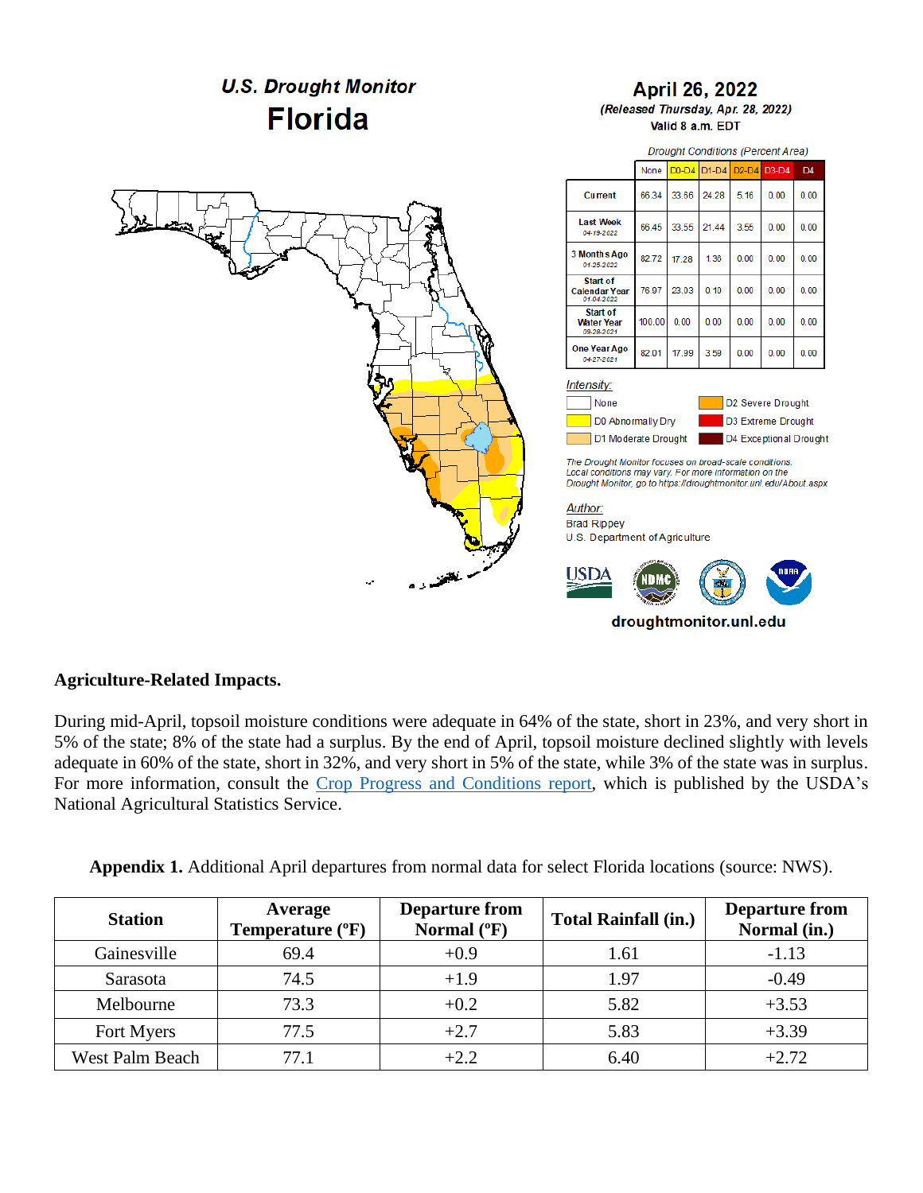## U.S. Drought Monitor
# Florida

**April 26, 2022**
*(Released Thursday, Apr. 28, 2022)*
Valid 8 a.m. EDT

*Drought Conditions (Percent Area)*

| | None | D0-D4 | D1-D4 | D2-D4 | D3-D4 | D4 |
|---|---|---|---|---|---|---|
| Current | 66.34 | 33.66 | 24.28 | 5.16 | 0.00 | 0.00 |
| Last Week 04-19-2022 | 66.45 | 33.55 | 21.44 | 3.55 | 0.00 | 0.00 |
| 3 Months Ago 01-25-2022 | 82.72 | 17.28 | 1.38 | 0.00 | 0.00 | 0.00 |
| Start of Calendar Year 01-04-2022 | 76.97 | 23.03 | 0.10 | 0.00 | 0.00 | 0.00 |
| Start of Water Year 09-28-2021 | 100.00 | 0.00 | 0.00 | 0.00 | 0.00 | 0.00 |
| One Year Ago 04-27-2021 | 82.01 | 17.99 | 3.59 | 0.00 | 0.00 | 0.00 |

*Intensity:*
- None
- D0 Abnormally Dry
- D1 Moderate Drought
- D2 Severe Drought
- D3 Extreme Drought
- D4 Exceptional Drought

*The Drought Monitor focuses on broad-scale conditions. Local conditions may vary. For more information on the Drought Monitor, go to https://droughtmonitor.unl.edu/About.aspx*

*Author:*
Brad Rippey
U.S. Department of Agriculture

droughtmonitor.unl.edu

**Agriculture-Related Impacts.**

During mid-April, topsoil moisture conditions were adequate in 64% of the state, short in 23%, and very short in 5% of the state; 8% of the state had a surplus. By the end of April, topsoil moisture declined slightly with levels adequate in 60% of the state, short in 32%, and very short in 5% of the state, while 3% of the state was in surplus. For more information, consult the [Crop Progress and Conditions report](), which is published by the USDA's National Agricultural Statistics Service.

**Appendix 1.** Additional April departures from normal data for select Florida locations (source: NWS).

| Station | Average Temperature (ºF) | Departure from Normal (ºF) | Total Rainfall (in.) | Departure from Normal (in.) |
|---|---|---|---|---|
| Gainesville | 69.4 | +0.9 | 1.61 | -1.13 |
| Sarasota | 74.5 | +1.9 | 1.97 | -0.49 |
| Melbourne | 73.3 | +0.2 | 5.82 | +3.53 |
| Fort Myers | 77.5 | +2.7 | 5.83 | +3.39 |
| West Palm Beach | 77.1 | +2.2 | 6.40 | +2.72 |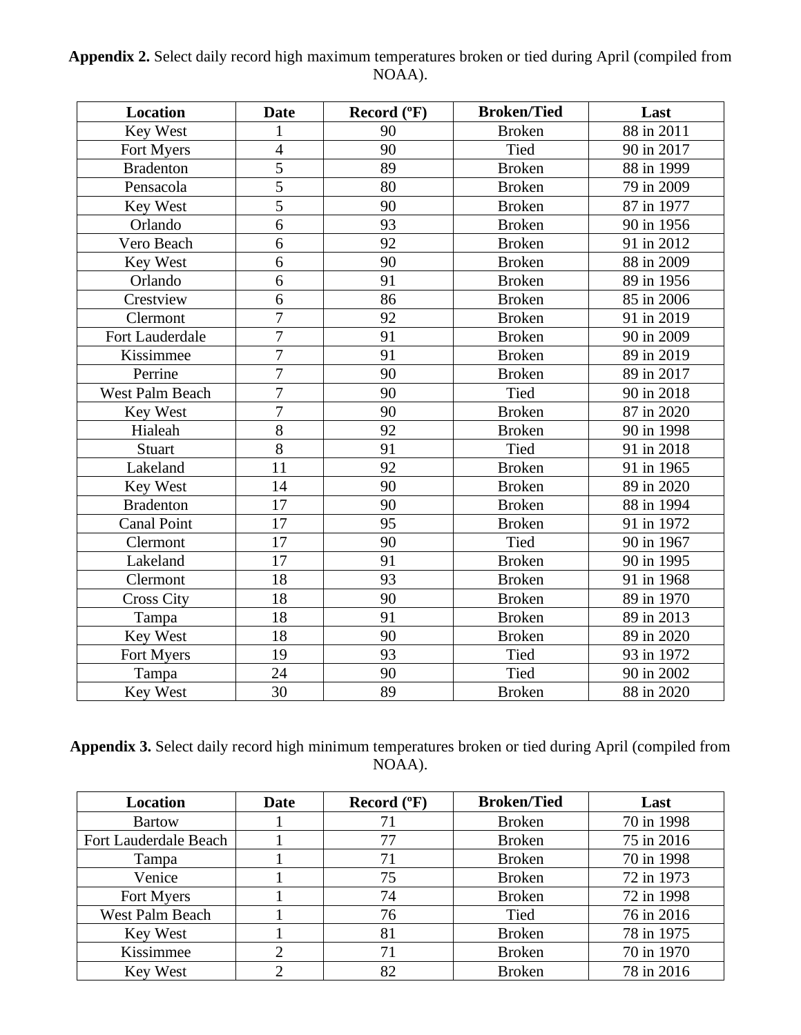**Appendix 2.** Select daily record high maximum temperatures broken or tied during April (compiled from NOAA).

| Location | Date | Record (ºF) | Broken/Tied | Last |
|---|---|---|---|---|
| Key West | 1 | 90 | Broken | 88 in 2011 |
| Fort Myers | 4 | 90 | Tied | 90 in 2017 |
| Bradenton | 5 | 89 | Broken | 88 in 1999 |
| Pensacola | 5 | 80 | Broken | 79 in 2009 |
| Key West | 5 | 90 | Broken | 87 in 1977 |
| Orlando | 6 | 93 | Broken | 90 in 1956 |
| Vero Beach | 6 | 92 | Broken | 91 in 2012 |
| Key West | 6 | 90 | Broken | 88 in 2009 |
| Orlando | 6 | 91 | Broken | 89 in 1956 |
| Crestview | 6 | 86 | Broken | 85 in 2006 |
| Clermont | 7 | 92 | Broken | 91 in 2019 |
| Fort Lauderdale | 7 | 91 | Broken | 90 in 2009 |
| Kissimmee | 7 | 91 | Broken | 89 in 2019 |
| Perrine | 7 | 90 | Broken | 89 in 2017 |
| West Palm Beach | 7 | 90 | Tied | 90 in 2018 |
| Key West | 7 | 90 | Broken | 87 in 2020 |
| Hialeah | 8 | 92 | Broken | 90 in 1998 |
| Stuart | 8 | 91 | Tied | 91 in 2018 |
| Lakeland | 11 | 92 | Broken | 91 in 1965 |
| Key West | 14 | 90 | Broken | 89 in 2020 |
| Bradenton | 17 | 90 | Broken | 88 in 1994 |
| Canal Point | 17 | 95 | Broken | 91 in 1972 |
| Clermont | 17 | 90 | Tied | 90 in 1967 |
| Lakeland | 17 | 91 | Broken | 90 in 1995 |
| Clermont | 18 | 93 | Broken | 91 in 1968 |
| Cross City | 18 | 90 | Broken | 89 in 1970 |
| Tampa | 18 | 91 | Broken | 89 in 2013 |
| Key West | 18 | 90 | Broken | 89 in 2020 |
| Fort Myers | 19 | 93 | Tied | 93 in 1972 |
| Tampa | 24 | 90 | Tied | 90 in 2002 |
| Key West | 30 | 89 | Broken | 88 in 2020 |

**Appendix 3.** Select daily record high minimum temperatures broken or tied during April (compiled from NOAA).

| Location | Date | Record (ºF) | Broken/Tied | Last |
|---|---|---|---|---|
| Bartow | 1 | 71 | Broken | 70 in 1998 |
| Fort Lauderdale Beach | 1 | 77 | Broken | 75 in 2016 |
| Tampa | 1 | 71 | Broken | 70 in 1998 |
| Venice | 1 | 75 | Broken | 72 in 1973 |
| Fort Myers | 1 | 74 | Broken | 72 in 1998 |
| West Palm Beach | 1 | 76 | Tied | 76 in 2016 |
| Key West | 1 | 81 | Broken | 78 in 1975 |
| Kissimmee | 2 | 71 | Broken | 70 in 1970 |
| Key West | 2 | 82 | Broken | 78 in 2016 |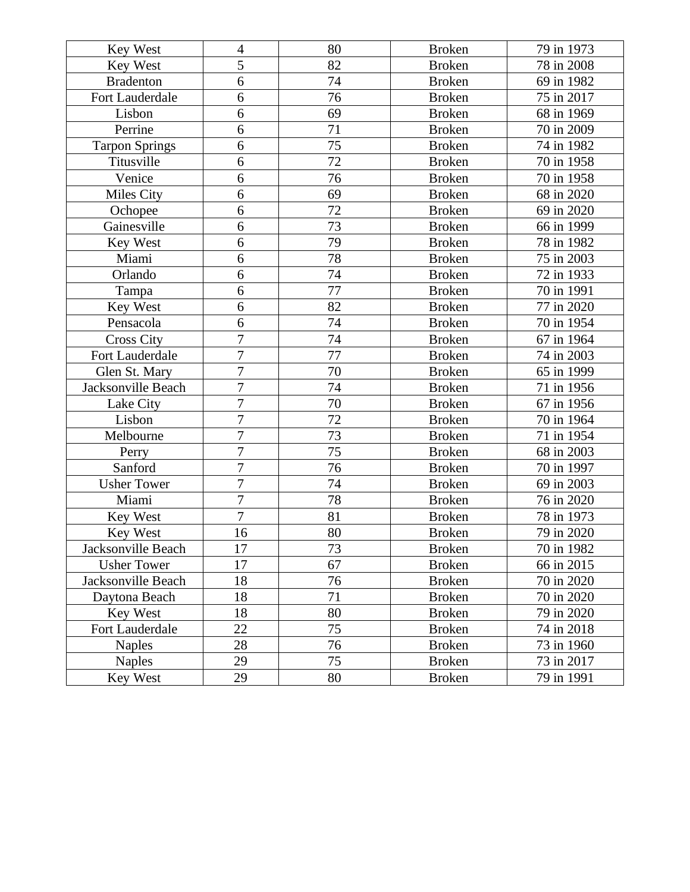| | | | | |
|---|---|---|---|---|
| Key West | 4 | 80 | Broken | 79 in 1973 |
| Key West | 5 | 82 | Broken | 78 in 2008 |
| Bradenton | 6 | 74 | Broken | 69 in 1982 |
| Fort Lauderdale | 6 | 76 | Broken | 75 in 2017 |
| Lisbon | 6 | 69 | Broken | 68 in 1969 |
| Perrine | 6 | 71 | Broken | 70 in 2009 |
| Tarpon Springs | 6 | 75 | Broken | 74 in 1982 |
| Titusville | 6 | 72 | Broken | 70 in 1958 |
| Venice | 6 | 76 | Broken | 70 in 1958 |
| Miles City | 6 | 69 | Broken | 68 in 2020 |
| Ochopee | 6 | 72 | Broken | 69 in 2020 |
| Gainesville | 6 | 73 | Broken | 66 in 1999 |
| Key West | 6 | 79 | Broken | 78 in 1982 |
| Miami | 6 | 78 | Broken | 75 in 2003 |
| Orlando | 6 | 74 | Broken | 72 in 1933 |
| Tampa | 6 | 77 | Broken | 70 in 1991 |
| Key West | 6 | 82 | Broken | 77 in 2020 |
| Pensacola | 6 | 74 | Broken | 70 in 1954 |
| Cross City | 7 | 74 | Broken | 67 in 1964 |
| Fort Lauderdale | 7 | 77 | Broken | 74 in 2003 |
| Glen St. Mary | 7 | 70 | Broken | 65 in 1999 |
| Jacksonville Beach | 7 | 74 | Broken | 71 in 1956 |
| Lake City | 7 | 70 | Broken | 67 in 1956 |
| Lisbon | 7 | 72 | Broken | 70 in 1964 |
| Melbourne | 7 | 73 | Broken | 71 in 1954 |
| Perry | 7 | 75 | Broken | 68 in 2003 |
| Sanford | 7 | 76 | Broken | 70 in 1997 |
| Usher Tower | 7 | 74 | Broken | 69 in 2003 |
| Miami | 7 | 78 | Broken | 76 in 2020 |
| Key West | 7 | 81 | Broken | 78 in 1973 |
| Key West | 16 | 80 | Broken | 79 in 2020 |
| Jacksonville Beach | 17 | 73 | Broken | 70 in 1982 |
| Usher Tower | 17 | 67 | Broken | 66 in 2015 |
| Jacksonville Beach | 18 | 76 | Broken | 70 in 2020 |
| Daytona Beach | 18 | 71 | Broken | 70 in 2020 |
| Key West | 18 | 80 | Broken | 79 in 2020 |
| Fort Lauderdale | 22 | 75 | Broken | 74 in 2018 |
| Naples | 28 | 76 | Broken | 73 in 1960 |
| Naples | 29 | 75 | Broken | 73 in 2017 |
| Key West | 29 | 80 | Broken | 79 in 1991 |